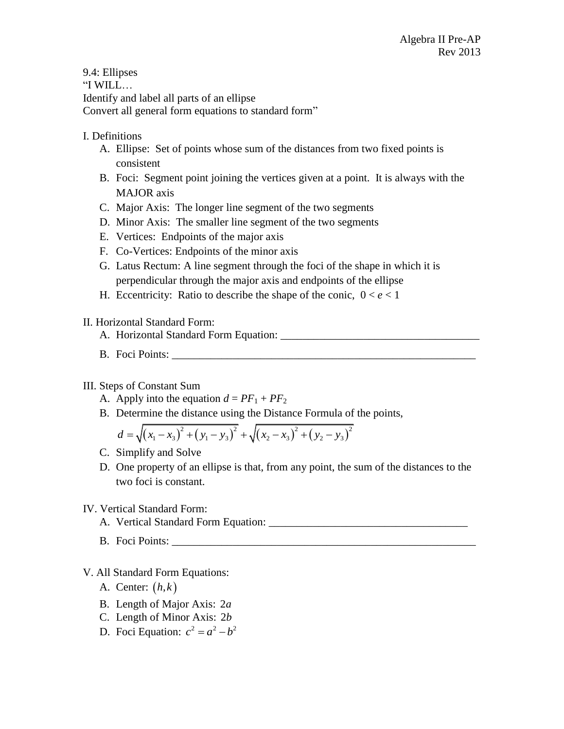Algebra II Pre-AP
Rev 2013

9.4: Ellipses
"I WILL…
Identify and label all parts of an ellipse
Convert all general form equations to standard form"

I. Definitions

A. Ellipse: Set of points whose sum of the distances from two fixed points is consistent
B. Foci: Segment point joining the vertices given at a point. It is always with the MAJOR axis
C. Major Axis: The longer line segment of the two segments
D. Minor Axis: The smaller line segment of the two segments
E. Vertices: Endpoints of the major axis
F. Co-Vertices: Endpoints of the minor axis
G. Latus Rectum: A line segment through the foci of the shape in which it is perpendicular through the major axis and endpoints of the ellipse
H. Eccentricity: Ratio to describe the shape of the conic, $0 < e < 1$

II. Horizontal Standard Form:

A. Horizontal Standard Form Equation: ____________________________________
B. Foci Points: ____________________________________________________________

III. Steps of Constant Sum

A. Apply into the equation $d = PF_1 + PF_2$
B. Determine the distance using the Distance Formula of the points,

$$d = \sqrt{(x_1 - x_3)^2 + (y_1 - y_3)^2} + \sqrt{(x_2 - x_3)^2 + (y_2 - y_3)^2}$$

C. Simplify and Solve
D. One property of an ellipse is that, from any point, the sum of the distances to the two foci is constant.

IV. Vertical Standard Form:

A. Vertical Standard Form Equation: ____________________________________
B. Foci Points: ____________________________________________________________

V. All Standard Form Equations:

A. Center: $(h,k)$
B. Length of Major Axis: $2a$
C. Length of Minor Axis: $2b$
D. Foci Equation: $c^2 = a^2 - b^2$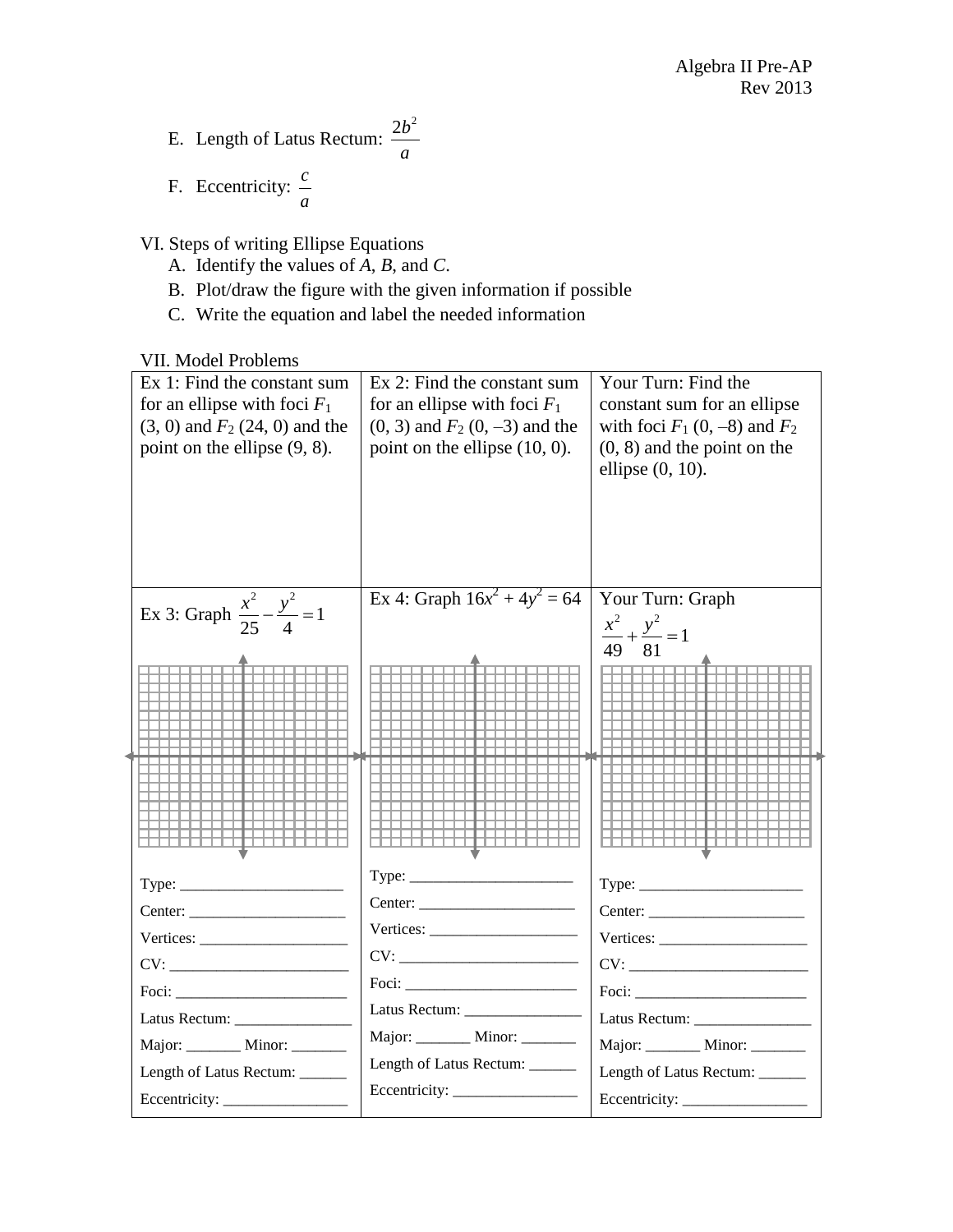E. Length of Latus Rectum: $\frac{2b^2}{a}$

F. Eccentricity: $\frac{c}{a}$

VI. Steps of writing Ellipse Equations

A. Identify the values of *A*, *B*, and *C*.

B. Plot/draw the figure with the given information if possible

C. Write the equation and label the needed information

VII. Model Problems

| Ex 1: Find the constant sum for an ellipse with foci $F_1$ (3, 0) and $F_2$ (24, 0) and the point on the ellipse (9, 8). | Ex 2: Find the constant sum for an ellipse with foci $F_1$ (0, 3) and $F_2$ (0, –3) and the point on the ellipse (10, 0). | Your Turn: Find the constant sum for an ellipse with foci $F_1$ (0, –8) and $F_2$ (0, 8) and the point on the ellipse (0, 10). |
|---|---|---|
| Ex 3: Graph $\frac{x^2}{25} - \frac{y^2}{4} = 1$ | Ex 4: Graph $16x^2 + 4y^2 = 64$ | Your Turn: Graph $\frac{x^2}{49} + \frac{y^2}{81} = 1$ |
| Type: ____________________ | Type: ____________________ | Type: ____________________ |
| Center: ____________________ | Center: ____________________ | Center: ____________________ |
| Vertices: ____________________ | Vertices: ____________________ | Vertices: ____________________ |
| CV: ____________________ | CV: ____________________ | CV: ____________________ |
| Foci: ____________________ | Foci: ____________________ | Foci: ____________________ |
| Latus Rectum: ______________ | Latus Rectum: ______________ | Latus Rectum: ______________ |
| Major: _______ Minor: _______ | Major: _______ Minor: _______ | Major: _______ Minor: _______ |
| Length of Latus Rectum: ______ | Length of Latus Rectum: ______ | Length of Latus Rectum: ______ |
| Eccentricity: ________________ | Eccentricity: ________________ | Eccentricity: ________________ |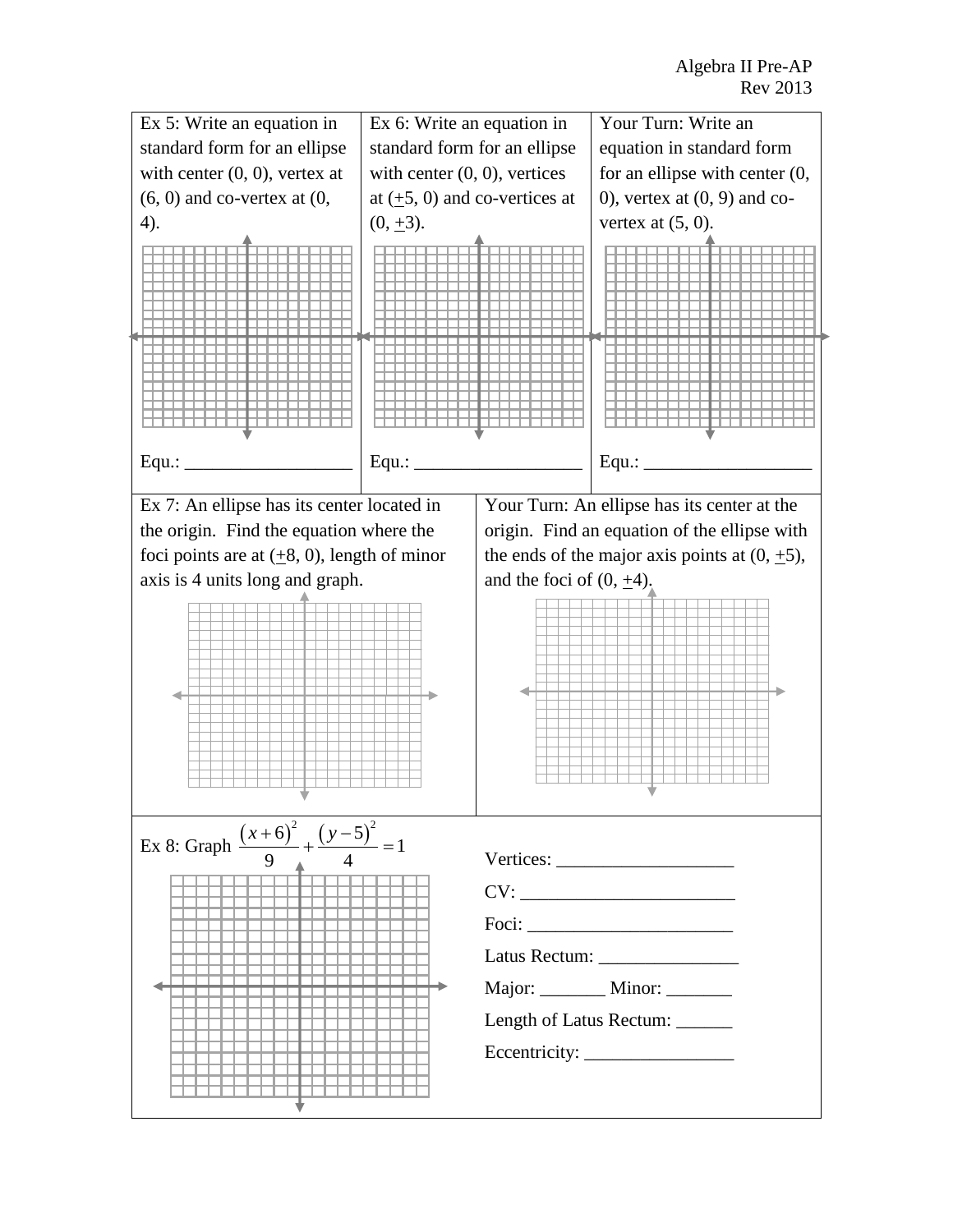Ex 5: Write an equation in standard form for an ellipse with center (0, 0), vertex at (6, 0) and co-vertex at (0, 4).

Equ.: __________________

Ex 6: Write an equation in standard form for an ellipse with center (0, 0), vertices at ($\pm$5, 0) and co-vertices at (0, $\pm$3).

Equ.: __________________

Your Turn: Write an equation in standard form for an ellipse with center (0, 0), vertex at (0, 9) and co-vertex at (5, 0).

Equ.: __________________

Ex 7: An ellipse has its center located in the origin. Find the equation where the foci points are at ($\pm$8, 0), length of minor axis is 4 units long and graph.

Your Turn: An ellipse has its center at the origin. Find an equation of the ellipse with the ends of the major axis points at (0, $\pm$5), and the foci of (0, $\pm$4).

Ex 8: Graph $\dfrac{(x+6)^2}{9} + \dfrac{(y-5)^2}{4} = 1$

Vertices: __________________

CV: ______________________

Foci: _____________________

Latus Rectum: _______________

Major: _______ Minor: _______

Length of Latus Rectum: ______

Eccentricity: ________________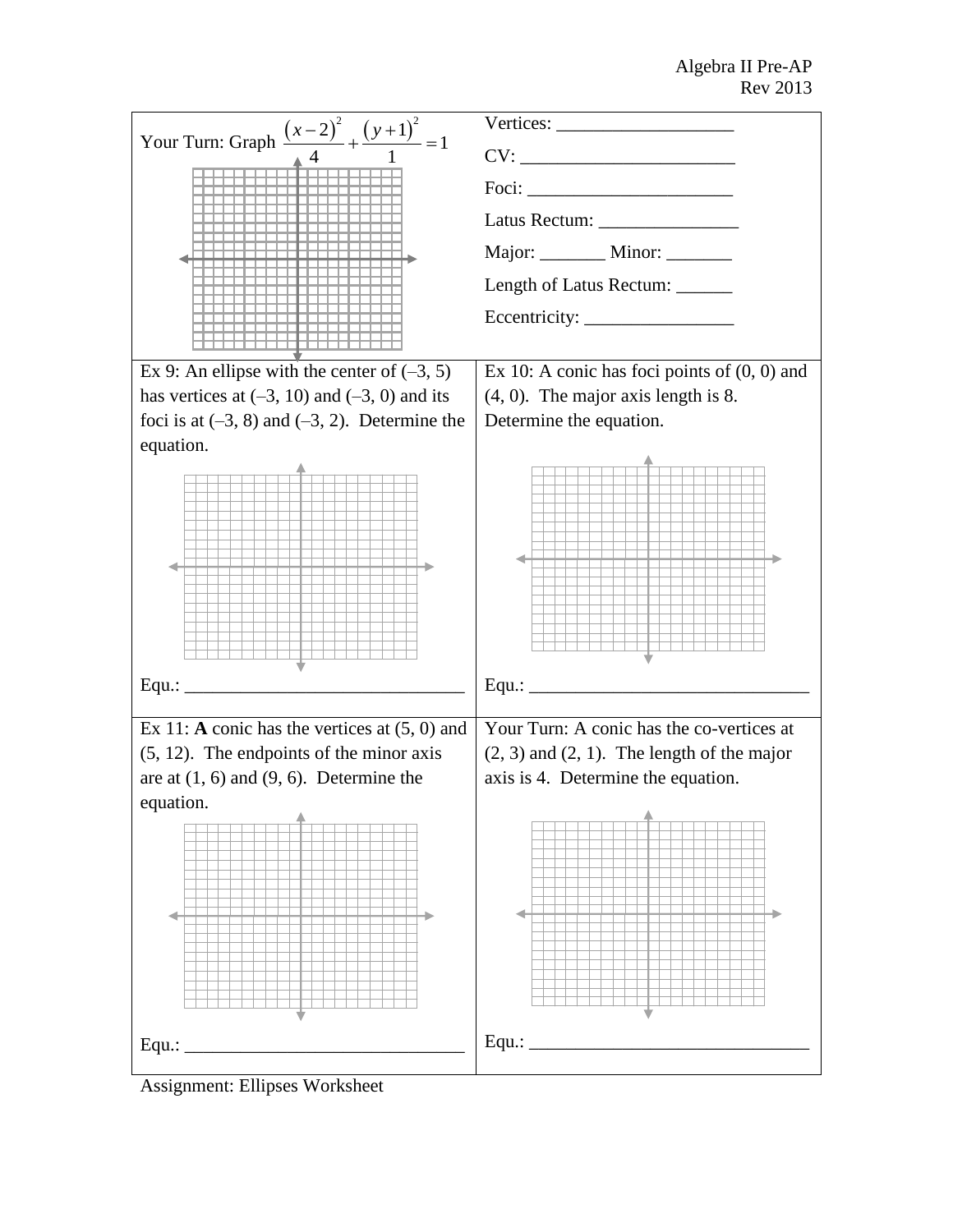Algebra II Pre-AP
Rev 2013

| | |
|---|---|
| Your Turn: Graph $\frac{(x-2)^2}{4}+\frac{(y+1)^2}{1}=1$ | Vertices: ___________________<br>CV: ________________________<br>Foci: ______________________<br>Latus Rectum: _______________<br>Major: _______ Minor: _______<br>Length of Latus Rectum: ______<br>Eccentricity: ________________ |
| Ex 9: An ellipse with the center of (–3, 5) has vertices at (–3, 10) and (–3, 0) and its foci is at (–3, 8) and (–3, 2). Determine the equation.<br><br>Equ.: _______________________________ | Ex 10: A conic has foci points of (0, 0) and (4, 0). The major axis length is 8. Determine the equation.<br><br>Equ.: _______________________________ |
| Ex 11: **A** conic has the vertices at (5, 0) and (5, 12). The endpoints of the minor axis are at (1, 6) and (9, 6). Determine the equation.<br><br>Equ.: _______________________________ | Your Turn: A conic has the co-vertices at (2, 3) and (2, 1). The length of the major axis is 4. Determine the equation.<br><br>Equ.: _______________________________ |

Assignment: Ellipses Worksheet